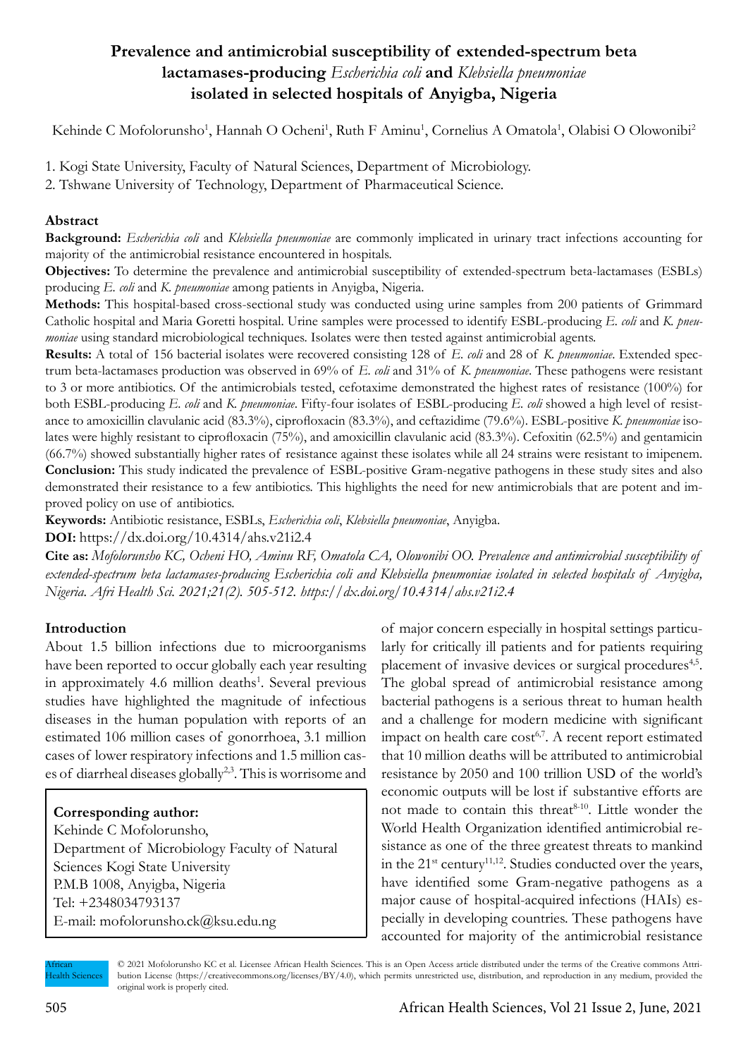# Prevalence and antimicrobial susceptibility of extended-spectrum beta lactamases-producing *Escherichia coli* and *Klebsiella pneumoniae* isolated in selected hospitals of Anyigba, Nigeria

Kehinde C Mofolorunsho[1], Hannah O Ocheni[1], Ruth F Aminu[1], Cornelius A Omatola[1], Olabisi O Olowonibi[2]

1. Kogi State University, Faculty of Natural Sciences, Department of Microbiology.
2. Tshwane University of Technology, Department of Pharmaceutical Science.

## Abstract

**Background:** *Escherichia coli* and *Klebsiella pneumoniae* are commonly implicated in urinary tract infections accounting for majority of the antimicrobial resistance encountered in hospitals.

**Objectives:** To determine the prevalence and antimicrobial susceptibility of extended-spectrum beta-lactamases (ESBLs) producing *E. coli* and *K. pneumoniae* among patients in Anyigba, Nigeria.

**Methods:** This hospital-based cross-sectional study was conducted using urine samples from 200 patients of Grimmard Catholic hospital and Maria Goretti hospital. Urine samples were processed to identify ESBL-producing *E. coli* and *K. pneumoniae* using standard microbiological techniques. Isolates were then tested against antimicrobial agents.

**Results:** A total of 156 bacterial isolates were recovered consisting 128 of *E. coli* and 28 of *K. pneumoniae*. Extended spectrum beta-lactamases production was observed in 69% of *E. coli* and 31% of *K. pneumoniae*. These pathogens were resistant to 3 or more antibiotics. Of the antimicrobials tested, cefotaxime demonstrated the highest rates of resistance (100%) for both ESBL-producing *E. coli* and *K. pneumoniae*. Fifty-four isolates of ESBL-producing *E. coli* showed a high level of resistance to amoxicillin clavulanic acid (83.3%), ciprofloxacin (83.3%), and ceftazidime (79.6%). ESBL-positive *K. pneumoniae* isolates were highly resistant to ciprofloxacin (75%), and amoxicillin clavulanic acid (83.3%). Cefoxitin (62.5%) and gentamicin (66.7%) showed substantially higher rates of resistance against these isolates while all 24 strains were resistant to imipenem.

**Conclusion:** This study indicated the prevalence of ESBL-positive Gram-negative pathogens in these study sites and also demonstrated their resistance to a few antibiotics. This highlights the need for new antimicrobials that are potent and improved policy on use of antibiotics.

**Keywords:** Antibiotic resistance, ESBLs, *Escherichia coli*, *Klebsiella pneumoniae*, Anyigba.

**DOI:** https://dx.doi.org/10.4314/ahs.v21i2.4

**Cite as:** *Mofolorunsho KC, Ocheni HO, Aminu RF, Omatola CA, Olowonibi OO. Prevalence and antimicrobial susceptibility of extended-spectrum beta lactamases-producing Escherichia coli and Klebsiella pneumoniae isolated in selected hospitals of Anyigba, Nigeria. Afri Health Sci. 2021;21(2). 505-512. https://dx.doi.org/10.4314/ahs.v21i2.4*

## Introduction

About 1.5 billion infections due to microorganisms have been reported to occur globally each year resulting in approximately 4.6 million deaths[1]. Several previous studies have highlighted the magnitude of infectious diseases in the human population with reports of an estimated 106 million cases of gonorrhoea, 3.1 million cases of lower respiratory infections and 1.5 million cases of diarrheal diseases globally[2,3]. This is worrisome and of major concern especially in hospital settings particularly for critically ill patients and for patients requiring placement of invasive devices or surgical procedures[4,5]. The global spread of antimicrobial resistance among bacterial pathogens is a serious threat to human health and a challenge for modern medicine with significant impact on health care cost[6,7]. A recent report estimated that 10 million deaths will be attributed to antimicrobial resistance by 2050 and 100 trillion USD of the world's economic outputs will be lost if substantive efforts are not made to contain this threat[8-10]. Little wonder the World Health Organization identified antimicrobial resistance as one of the three greatest threats to mankind in the 21[st] century[11,12]. Studies conducted over the years, have identified some Gram-negative pathogens as a major cause of hospital-acquired infections (HAIs) especially in developing countries. These pathogens have accounted for majority of the antimicrobial resistance

**Corresponding author:**
Kehinde C Mofolorunsho,
Department of Microbiology Faculty of Natural Sciences Kogi State University
P.M.B 1008, Anyigba, Nigeria
Tel: +2348034793137
E-mail: mofolorunsho.ck@ksu.edu.ng

© 2021 Mofolorunsho KC et al. Licensee African Health Sciences. This is an Open Access article distributed under the terms of the Creative commons Attribution License (https://creativecommons.org/licenses/BY/4.0), which permits unrestricted use, distribution, and reproduction in any medium, provided the original work is properly cited.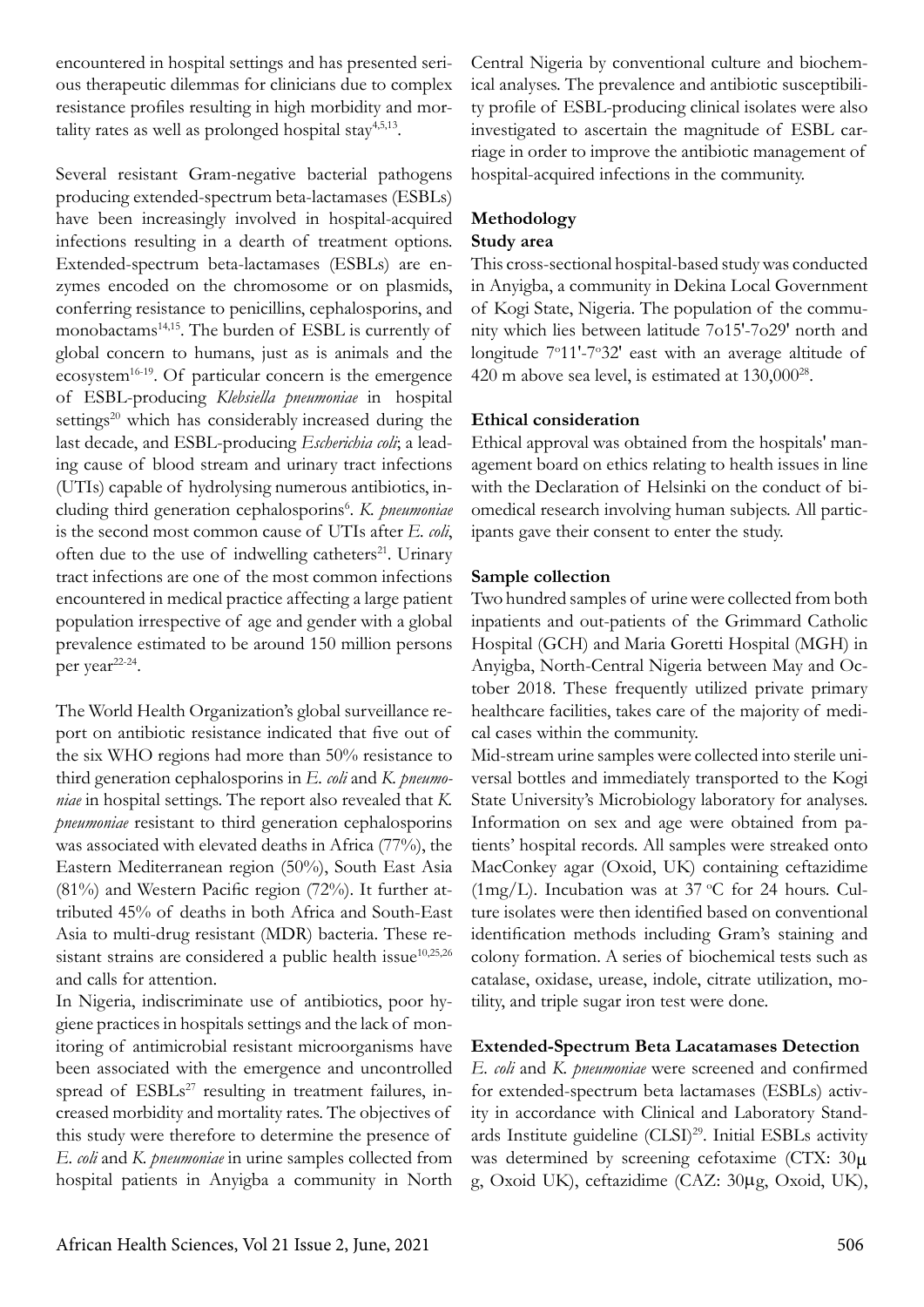encountered in hospital settings and has presented serious therapeutic dilemmas for clinicians due to complex resistance profiles resulting in high morbidity and mortality rates as well as prolonged hospital stay[4,5,13].

Several resistant Gram-negative bacterial pathogens producing extended-spectrum beta-lactamases (ESBLs) have been increasingly involved in hospital-acquired infections resulting in a dearth of treatment options. Extended-spectrum beta-lactamases (ESBLs) are enzymes encoded on the chromosome or on plasmids, conferring resistance to penicillins, cephalosporins, and monobactams[14,15]. The burden of ESBL is currently of global concern to humans, just as is animals and the ecosystem[16-19]. Of particular concern is the emergence of ESBL-producing *Klebsiella pneumoniae* in hospital settings[20] which has considerably increased during the last decade, and ESBL-producing *Escherichia coli*; a leading cause of blood stream and urinary tract infections (UTIs) capable of hydrolysing numerous antibiotics, including third generation cephalosporins[6]. *K. pneumoniae* is the second most common cause of UTIs after *E. coli*, often due to the use of indwelling catheters[21]. Urinary tract infections are one of the most common infections encountered in medical practice affecting a large patient population irrespective of age and gender with a global prevalence estimated to be around 150 million persons per year[22-24].

The World Health Organization's global surveillance report on antibiotic resistance indicated that five out of the six WHO regions had more than 50% resistance to third generation cephalosporins in *E. coli* and *K. pneumoniae* in hospital settings. The report also revealed that *K. pneumoniae* resistant to third generation cephalosporins was associated with elevated deaths in Africa (77%), the Eastern Mediterranean region (50%), South East Asia (81%) and Western Pacific region (72%). It further attributed 45% of deaths in both Africa and South-East Asia to multi-drug resistant (MDR) bacteria. These resistant strains are considered a public health issue[10,25,26] and calls for attention.

In Nigeria, indiscriminate use of antibiotics, poor hygiene practices in hospitals settings and the lack of monitoring of antimicrobial resistant microorganisms have been associated with the emergence and uncontrolled spread of ESBLs[27] resulting in treatment failures, increased morbidity and mortality rates. The objectives of this study were therefore to determine the presence of *E. coli* and *K. pneumoniae* in urine samples collected from hospital patients in Anyigba a community in North Central Nigeria by conventional culture and biochemical analyses. The prevalence and antibiotic susceptibility profile of ESBL-producing clinical isolates were also investigated to ascertain the magnitude of ESBL carriage in order to improve the antibiotic management of hospital-acquired infections in the community.

## Methodology

### Study area

This cross-sectional hospital-based study was conducted in Anyigba, a community in Dekina Local Government of Kogi State, Nigeria. The population of the community which lies between latitude 7o15'-7o29' north and longitude 7°11'-7°32' east with an average altitude of 420 m above sea level, is estimated at 130,000[28].

### Ethical consideration

Ethical approval was obtained from the hospitals' management board on ethics relating to health issues in line with the Declaration of Helsinki on the conduct of biomedical research involving human subjects. All participants gave their consent to enter the study.

### Sample collection

Two hundred samples of urine were collected from both inpatients and out-patients of the Grimmard Catholic Hospital (GCH) and Maria Goretti Hospital (MGH) in Anyigba, North-Central Nigeria between May and October 2018. These frequently utilized private primary healthcare facilities, takes care of the majority of medical cases within the community.

Mid-stream urine samples were collected into sterile universal bottles and immediately transported to the Kogi State University's Microbiology laboratory for analyses. Information on sex and age were obtained from patients' hospital records. All samples were streaked onto MacConkey agar (Oxoid, UK) containing ceftazidime (1mg/L). Incubation was at 37 °C for 24 hours. Culture isolates were then identified based on conventional identification methods including Gram's staining and colony formation. A series of biochemical tests such as catalase, oxidase, urease, indole, citrate utilization, motility, and triple sugar iron test were done.

### Extended-Spectrum Beta Lacatamases Detection

*E. coli* and *K. pneumoniae* were screened and confirmed for extended-spectrum beta lactamases (ESBLs) activity in accordance with Clinical and Laboratory Standards Institute guideline (CLSI)[29]. Initial ESBLs activity was determined by screening cefotaxime (CTX: 30μ g, Oxoid UK), ceftazidime (CAZ: 30μg, Oxoid, UK),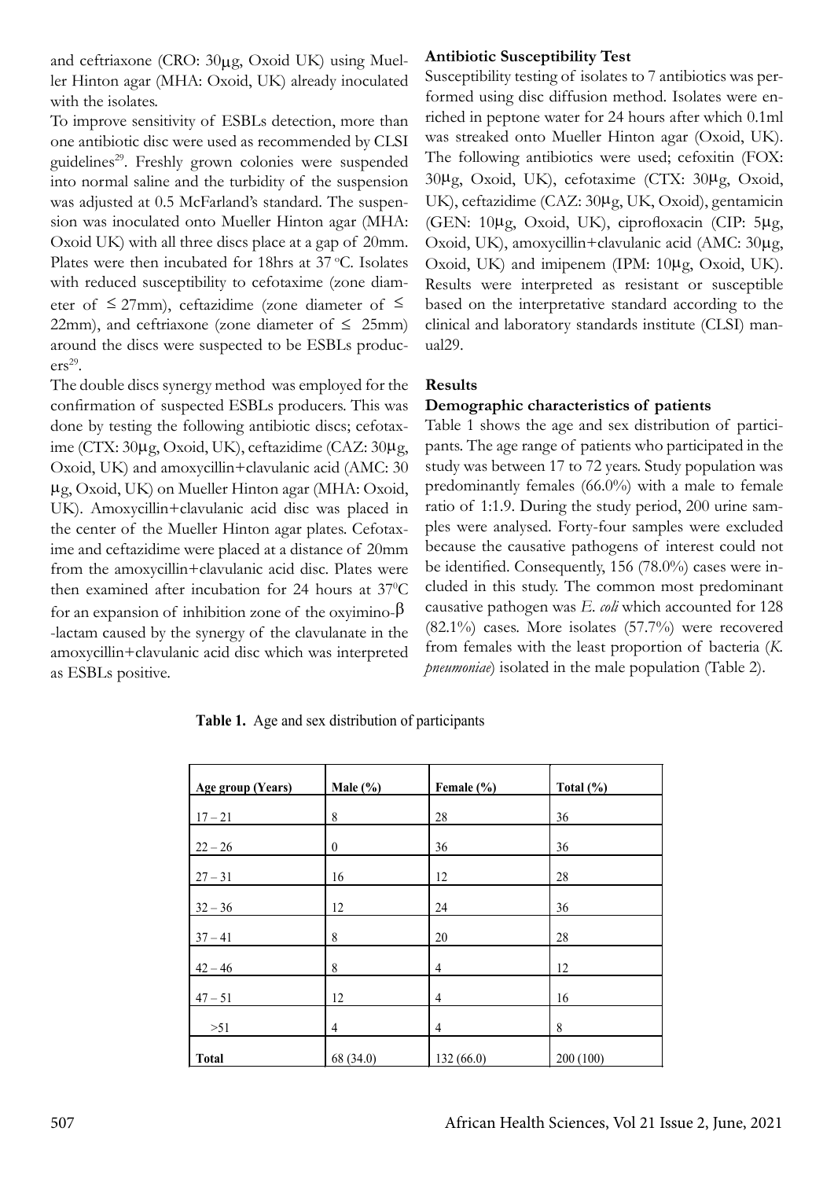and ceftriaxone (CRO: 30μg, Oxoid UK) using Mueller Hinton agar (MHA: Oxoid, UK) already inoculated with the isolates.

To improve sensitivity of ESBLs detection, more than one antibiotic disc were used as recommended by CLSI guidelines[29]. Freshly grown colonies were suspended into normal saline and the turbidity of the suspension was adjusted at 0.5 McFarland's standard. The suspension was inoculated onto Mueller Hinton agar (MHA: Oxoid UK) with all three discs place at a gap of 20mm. Plates were then incubated for 18hrs at 37 °C. Isolates with reduced susceptibility to cefotaxime (zone diameter of ≤ 27mm), ceftazidime (zone diameter of ≤ 22mm), and ceftriaxone (zone diameter of ≤ 25mm) around the discs were suspected to be ESBLs producers[29].

The double discs synergy method was employed for the confirmation of suspected ESBLs producers. This was done by testing the following antibiotic discs; cefotaxime (CTX: 30μg, Oxoid, UK), ceftazidime (CAZ: 30μg, Oxoid, UK) and amoxycillin+clavulanic acid (AMC: 30 μg, Oxoid, UK) on Mueller Hinton agar (MHA: Oxoid, UK). Amoxycillin+clavulanic acid disc was placed in the center of the Mueller Hinton agar plates. Cefotaxime and ceftazidime were placed at a distance of 20mm from the amoxycillin+clavulanic acid disc. Plates were then examined after incubation for 24 hours at 37°C for an expansion of inhibition zone of the oxyimino-β-lactam caused by the synergy of the clavulanate in the amoxycillin+clavulanic acid disc which was interpreted as ESBLs positive.

**Antibiotic Susceptibility Test**

Susceptibility testing of isolates to 7 antibiotics was performed using disc diffusion method. Isolates were enriched in peptone water for 24 hours after which 0.1ml was streaked onto Mueller Hinton agar (Oxoid, UK). The following antibiotics were used; cefoxitin (FOX: 30μg, Oxoid, UK), cefotaxime (CTX: 30μg, Oxoid, UK), ceftazidime (CAZ: 30μg, UK, Oxoid), gentamicin (GEN: 10μg, Oxoid, UK), ciprofloxacin (CIP: 5μg, Oxoid, UK), amoxycillin+clavulanic acid (AMC: 30μg, Oxoid, UK) and imipenem (IPM: 10μg, Oxoid, UK). Results were interpreted as resistant or susceptible based on the interpretative standard according to the clinical and laboratory standards institute (CLSI) manual29.

## Results

**Demographic characteristics of patients**

Table 1 shows the age and sex distribution of participants. The age range of patients who participated in the study was between 17 to 72 years. Study population was predominantly females (66.0%) with a male to female ratio of 1:1.9. During the study period, 200 urine samples were analysed. Forty-four samples were excluded because the causative pathogens of interest could not be identified. Consequently, 156 (78.0%) cases were included in this study. The common most predominant causative pathogen was *E. coli* which accounted for 128 (82.1%) cases. More isolates (57.7%) were recovered from females with the least proportion of bacteria (*K. pneumoniae*) isolated in the male population (Table 2).

**Table 1.** Age and sex distribution of participants

| Age group (Years) | Male (%) | Female (%) | Total (%) |
|---|---|---|---|
| 17 – 21 | 8 | 28 | 36 |
| 22 – 26 | 0 | 36 | 36 |
| 27 – 31 | 16 | 12 | 28 |
| 32 – 36 | 12 | 24 | 36 |
| 37 – 41 | 8 | 20 | 28 |
| 42 – 46 | 8 | 4 | 12 |
| 47 – 51 | 12 | 4 | 16 |
| >51 | 4 | 4 | 8 |
| **Total** | 68 (34.0) | 132 (66.0) | 200 (100) |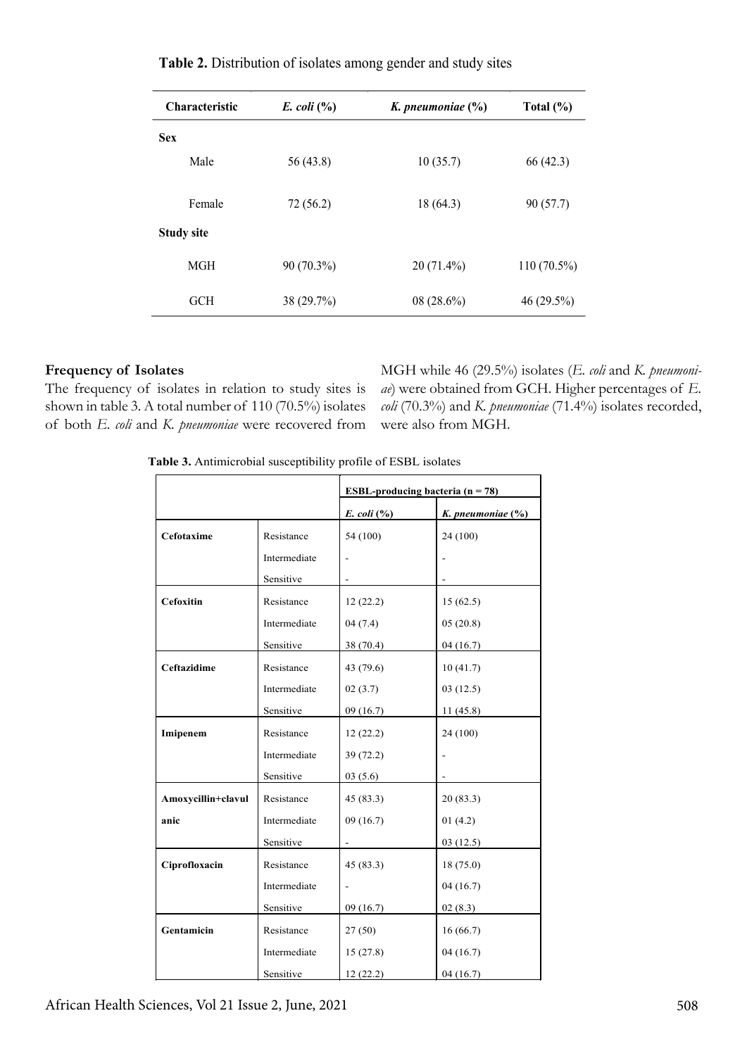**Table 2.** Distribution of isolates among gender and study sites

| Characteristic | *E. coli* (%) | *K. pneumoniae* (%) | Total (%) |
|---|---|---|---|
| **Sex** | | | |
| Male | 56 (43.8) | 10 (35.7) | 66 (42.3) |
| Female | 72 (56.2) | 18 (64.3) | 90 (57.7) |
| **Study site** | | | |
| MGH | 90 (70.3%) | 20 (71.4%) | 110 (70.5%) |
| GCH | 38 (29.7%) | 08 (28.6%) | 46 (29.5%) |

**Frequency of Isolates**

The frequency of isolates in relation to study sites is shown in table 3. A total number of 110 (70.5%) isolates of both *E. coli* and *K. pneumoniae* were recovered from MGH while 46 (29.5%) isolates (*E. coli* and *K. pneumoniae*) were obtained from GCH. Higher percentages of *E. coli* (70.3%) and *K. pneumoniae* (71.4%) isolates recorded, were also from MGH.

**Table 3.** Antimicrobial susceptibility profile of ESBL isolates

| | | ESBL-producing bacteria (n = 78) | |
|---|---|---|---|
| | | *E. coli* (%) | *K. pneumoniae* (%) |
| **Cefotaxime** | Resistance | 54 (100) | 24 (100) |
| | Intermediate | - | - |
| | Sensitive | - | - |
| **Cefoxitin** | Resistance | 12 (22.2) | 15 (62.5) |
| | Intermediate | 04 (7.4) | 05 (20.8) |
| | Sensitive | 38 (70.4) | 04 (16.7) |
| **Ceftazidime** | Resistance | 43 (79.6) | 10 (41.7) |
| | Intermediate | 02 (3.7) | 03 (12.5) |
| | Sensitive | 09 (16.7) | 11 (45.8) |
| **Imipenem** | Resistance | 12 (22.2) | 24 (100) |
| | Intermediate | 39 (72.2) | - |
| | Sensitive | 03 (5.6) | - |
| **Amoxycillin+clavulanic** | Resistance | 45 (83.3) | 20 (83.3) |
| | Intermediate | 09 (16.7) | 01 (4.2) |
| | Sensitive | - | 03 (12.5) |
| **Ciprofloxacin** | Resistance | 45 (83.3) | 18 (75.0) |
| | Intermediate | - | 04 (16.7) |
| | Sensitive | 09 (16.7) | 02 (8.3) |
| **Gentamicin** | Resistance | 27 (50) | 16 (66.7) |
| | Intermediate | 15 (27.8) | 04 (16.7) |
| | Sensitive | 12 (22.2) | 04 (16.7) |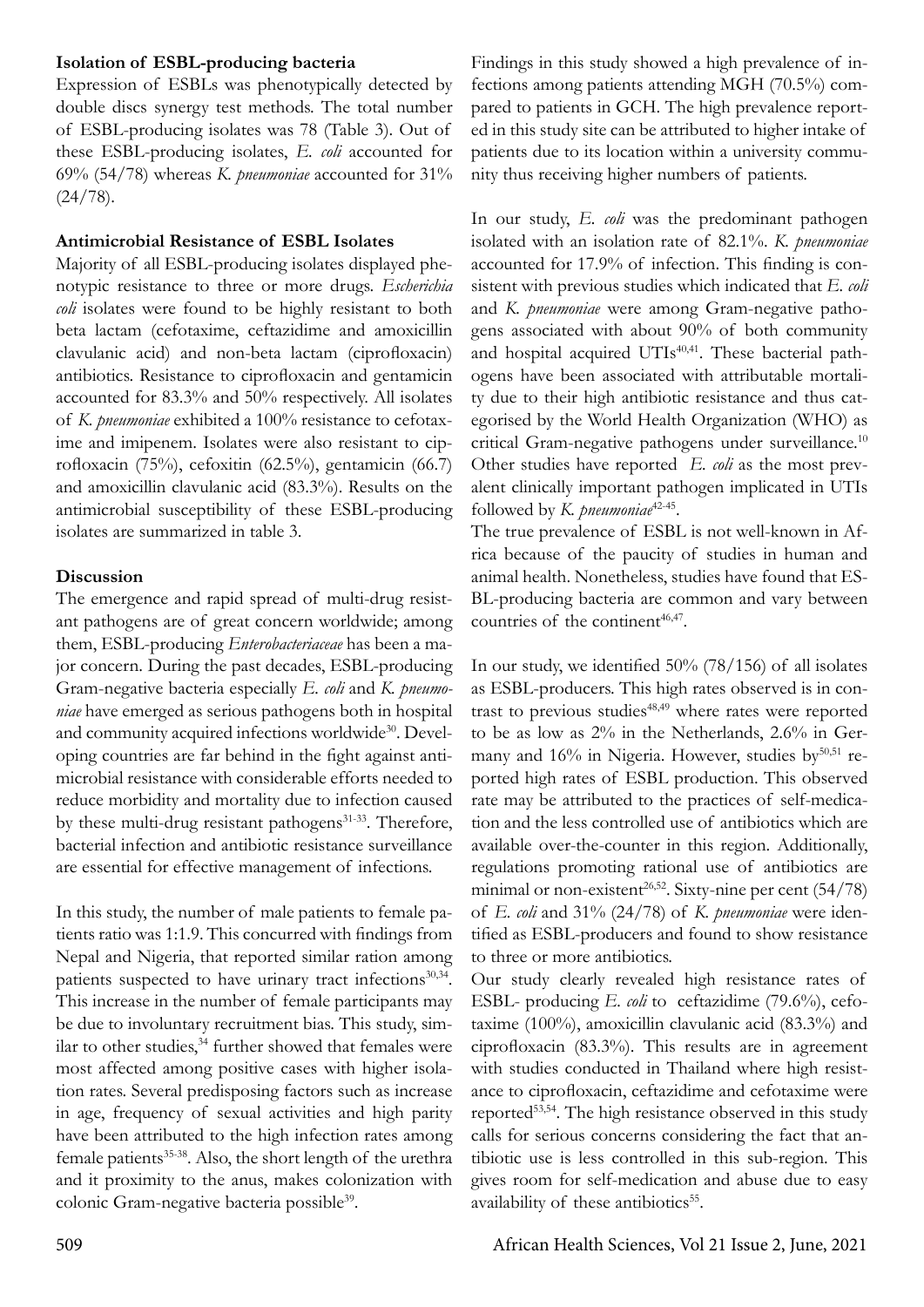**Isolation of ESBL-producing bacteria**

Expression of ESBLs was phenotypically detected by double discs synergy test methods. The total number of ESBL-producing isolates was 78 (Table 3). Out of these ESBL-producing isolates, *E. coli* accounted for 69% (54/78) whereas *K. pneumoniae* accounted for 31% (24/78).

**Antimicrobial Resistance of ESBL Isolates**

Majority of all ESBL-producing isolates displayed phenotypic resistance to three or more drugs. *Escherichia coli* isolates were found to be highly resistant to both beta lactam (cefotaxime, ceftazidime and amoxicillin clavulanic acid) and non-beta lactam (ciprofloxacin) antibiotics. Resistance to ciprofloxacin and gentamicin accounted for 83.3% and 50% respectively. All isolates of *K. pneumoniae* exhibited a 100% resistance to cefotaxime and imipenem. Isolates were also resistant to ciprofloxacin (75%), cefoxitin (62.5%), gentamicin (66.7) and amoxicillin clavulanic acid (83.3%). Results on the antimicrobial susceptibility of these ESBL-producing isolates are summarized in table 3.

## Discussion

The emergence and rapid spread of multi-drug resistant pathogens are of great concern worldwide; among them, ESBL-producing *Enterobacteriaceae* has been a major concern. During the past decades, ESBL-producing Gram-negative bacteria especially *E. coli* and *K. pneumoniae* have emerged as serious pathogens both in hospital and community acquired infections worldwide[30]. Developing countries are far behind in the fight against antimicrobial resistance with considerable efforts needed to reduce morbidity and mortality due to infection caused by these multi-drug resistant pathogens[31-33]. Therefore, bacterial infection and antibiotic resistance surveillance are essential for effective management of infections.

In this study, the number of male patients to female patients ratio was 1:1.9. This concurred with findings from Nepal and Nigeria, that reported similar ration among patients suspected to have urinary tract infections[30,34]. This increase in the number of female participants may be due to involuntary recruitment bias. This study, similar to other studies,[34] further showed that females were most affected among positive cases with higher isolation rates. Several predisposing factors such as increase in age, frequency of sexual activities and high parity have been attributed to the high infection rates among female patients[35-38]. Also, the short length of the urethra and it proximity to the anus, makes colonization with colonic Gram-negative bacteria possible[39].

Findings in this study showed a high prevalence of infections among patients attending MGH (70.5%) compared to patients in GCH. The high prevalence reported in this study site can be attributed to higher intake of patients due to its location within a university community thus receiving higher numbers of patients.

In our study, *E. coli* was the predominant pathogen isolated with an isolation rate of 82.1%. *K. pneumoniae* accounted for 17.9% of infection. This finding is consistent with previous studies which indicated that *E. coli* and *K. pneumoniae* were among Gram-negative pathogens associated with about 90% of both community and hospital acquired UTIs[40,41]. These bacterial pathogens have been associated with attributable mortality due to their high antibiotic resistance and thus categorised by the World Health Organization (WHO) as critical Gram-negative pathogens under surveillance.[10] Other studies have reported *E. coli* as the most prevalent clinically important pathogen implicated in UTIs followed by *K. pneumoniae*[42-45].

The true prevalence of ESBL is not well-known in Africa because of the paucity of studies in human and animal health. Nonetheless, studies have found that ESBL-producing bacteria are common and vary between countries of the continent[46,47].

In our study, we identified 50% (78/156) of all isolates as ESBL-producers. This high rates observed is in contrast to previous studies[48,49] where rates were reported to be as low as 2% in the Netherlands, 2.6% in Germany and 16% in Nigeria. However, studies by[50,51] reported high rates of ESBL production. This observed rate may be attributed to the practices of self-medication and the less controlled use of antibiotics which are available over-the-counter in this region. Additionally, regulations promoting rational use of antibiotics are minimal or non-existent[26,52]. Sixty-nine per cent (54/78) of *E. coli* and 31% (24/78) of *K. pneumoniae* were identified as ESBL-producers and found to show resistance to three or more antibiotics.

Our study clearly revealed high resistance rates of ESBL- producing *E. coli* to ceftazidime (79.6%), cefotaxime (100%), amoxicillin clavulanic acid (83.3%) and ciprofloxacin (83.3%). This results are in agreement with studies conducted in Thailand where high resistance to ciprofloxacin, ceftazidime and cefotaxime were reported[53,54]. The high resistance observed in this study calls for serious concerns considering the fact that antibiotic use is less controlled in this sub-region. This gives room for self-medication and abuse due to easy availability of these antibiotics[55].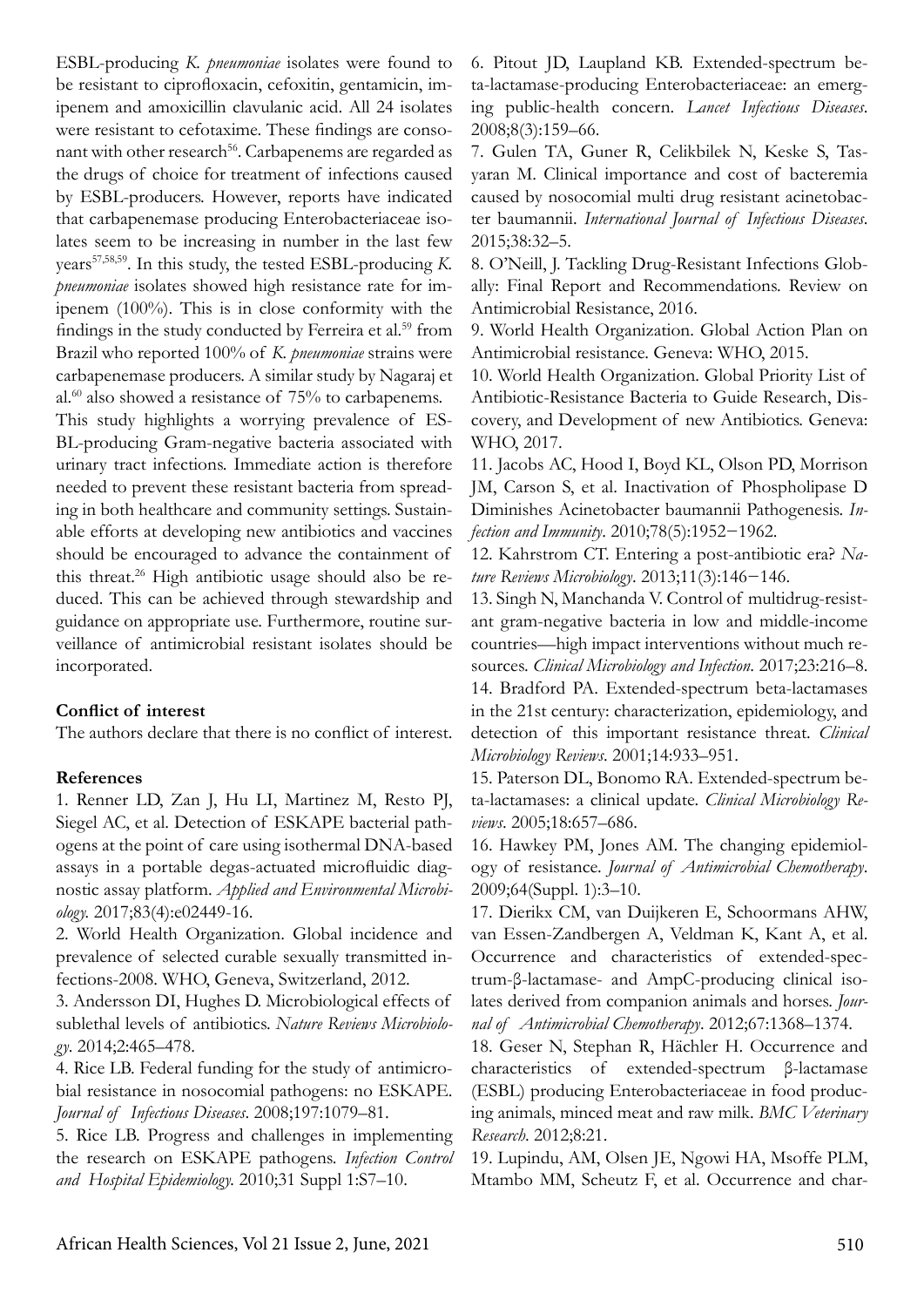ESBL-producing *K. pneumoniae* isolates were found to be resistant to ciprofloxacin, cefoxitin, gentamicin, imipenem and amoxicillin clavulanic acid. All 24 isolates were resistant to cefotaxime. These findings are consonant with other research[56]. Carbapenems are regarded as the drugs of choice for treatment of infections caused by ESBL-producers. However, reports have indicated that carbapenemase producing Enterobacteriaceae isolates seem to be increasing in number in the last few years[57,58,59]. In this study, the tested ESBL-producing *K. pneumoniae* isolates showed high resistance rate for imipenem (100%). This is in close conformity with the findings in the study conducted by Ferreira et al.[59] from Brazil who reported 100% of *K. pneumoniae* strains were carbapenemase producers. A similar study by Nagaraj et al.[60] also showed a resistance of 75% to carbapenems.

This study highlights a worrying prevalence of ESBL-producing Gram-negative bacteria associated with urinary tract infections. Immediate action is therefore needed to prevent these resistant bacteria from spreading in both healthcare and community settings. Sustainable efforts at developing new antibiotics and vaccines should be encouraged to advance the containment of this threat.[26] High antibiotic usage should also be reduced. This can be achieved through stewardship and guidance on appropriate use. Furthermore, routine surveillance of antimicrobial resistant isolates should be incorporated.

**Conflict of interest**

The authors declare that there is no conflict of interest.

**References**

1. Renner LD, Zan J, Hu LI, Martinez M, Resto PJ, Siegel AC, et al. Detection of ESKAPE bacterial pathogens at the point of care using isothermal DNA-based assays in a portable degas-actuated microfluidic diagnostic assay platform. *Applied and Environmental Microbiology.* 2017;83(4):e02449-16.

2. World Health Organization. Global incidence and prevalence of selected curable sexually transmitted infections-2008. WHO, Geneva, Switzerland, 2012.

3. Andersson DI, Hughes D. Microbiological effects of sublethal levels of antibiotics. *Nature Reviews Microbiology*. 2014;2:465–478.

4. Rice LB. Federal funding for the study of antimicrobial resistance in nosocomial pathogens: no ESKAPE. *Journal of Infectious Diseases*. 2008;197:1079–81.

5. Rice LB. Progress and challenges in implementing the research on ESKAPE pathogens. *Infection Control and Hospital Epidemiology.* 2010;31 Suppl 1:S7–10.

6. Pitout JD, Laupland KB. Extended-spectrum beta-lactamase-producing Enterobacteriaceae: an emerging public-health concern. *Lancet Infectious Diseases*. 2008;8(3):159–66.

7. Gulen TA, Guner R, Celikbilek N, Keske S, Tasyaran M. Clinical importance and cost of bacteremia caused by nosocomial multi drug resistant acinetobacter baumannii. *International Journal of Infectious Diseases*. 2015;38:32–5.

8. O'Neill, J. Tackling Drug-Resistant Infections Globally: Final Report and Recommendations. Review on Antimicrobial Resistance, 2016.

9. World Health Organization. Global Action Plan on Antimicrobial resistance. Geneva: WHO, 2015.

10. World Health Organization. Global Priority List of Antibiotic-Resistance Bacteria to Guide Research, Discovery, and Development of new Antibiotics. Geneva: WHO, 2017.

11. Jacobs AC, Hood I, Boyd KL, Olson PD, Morrison JM, Carson S, et al. Inactivation of Phospholipase D Diminishes Acinetobacter baumannii Pathogenesis. *Infection and Immunity*. 2010;78(5):1952−1962.

12. Kahrstrom CT. Entering a post-antibiotic era? *Nature Reviews Microbiology*. 2013;11(3):146−146.

13. Singh N, Manchanda V. Control of multidrug-resistant gram-negative bacteria in low and middle-income countries—high impact interventions without much resources. *Clinical Microbiology and Infection.* 2017;23:216–8.

14. Bradford PA. Extended-spectrum beta-lactamases in the 21st century: characterization, epidemiology, and detection of this important resistance threat. *Clinical Microbiology Reviews*. 2001;14:933–951.

15. Paterson DL, Bonomo RA. Extended-spectrum beta-lactamases: a clinical update. *Clinical Microbiology Reviews*. 2005;18:657–686.

16. Hawkey PM, Jones AM. The changing epidemiology of resistance. *Journal of Antimicrobial Chemotherapy*. 2009;64(Suppl. 1):3–10.

17. Dierikx CM, van Duijkeren E, Schoormans AHW, van Essen-Zandbergen A, Veldman K, Kant A, et al. Occurrence and characteristics of extended-spectrum-β-lactamase- and AmpC-producing clinical isolates derived from companion animals and horses. *Journal of Antimicrobial Chemotherapy*. 2012;67:1368–1374.

18. Geser N, Stephan R, Hächler H. Occurrence and characteristics of extended-spectrum β-lactamase (ESBL) producing Enterobacteriaceae in food producing animals, minced meat and raw milk. *BMC Veterinary Research*. 2012;8:21.

19. Lupindu, AM, Olsen JE, Ngowi HA, Msoffe PLM, Mtambo MM, Scheutz F, et al. Occurrence and char-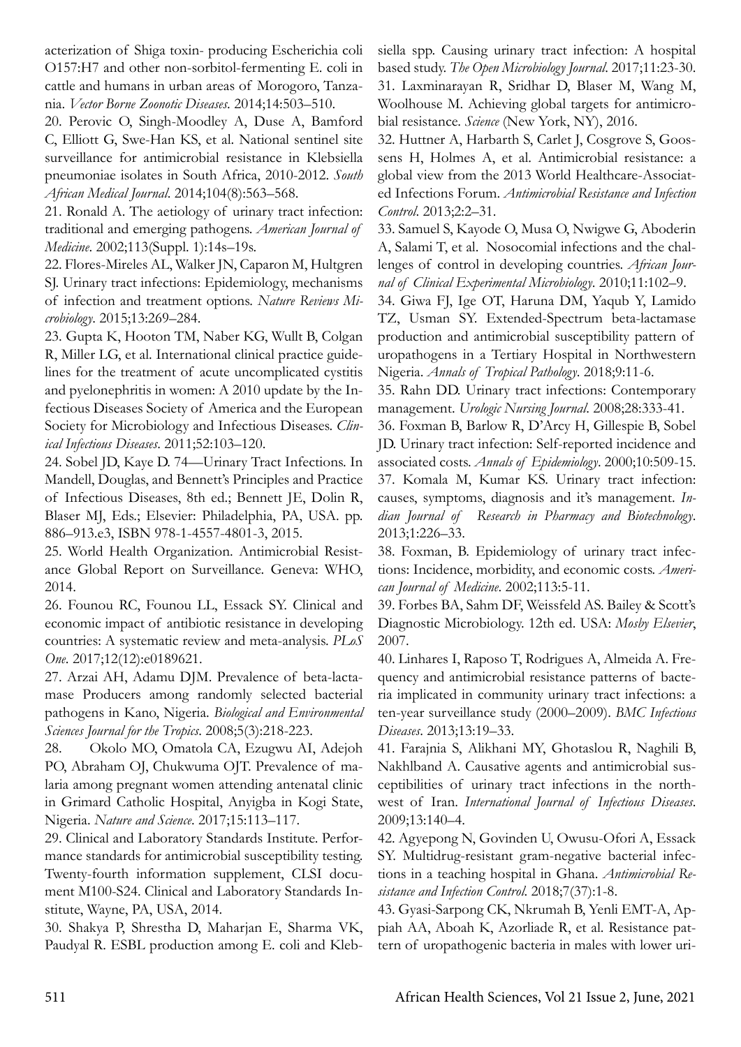acterization of Shiga toxin- producing Escherichia coli O157:H7 and other non-sorbitol-fermenting E. coli in cattle and humans in urban areas of Morogoro, Tanzania. *Vector Borne Zoonotic Diseases*. 2014;14:503–510.

20. Perovic O, Singh-Moodley A, Duse A, Bamford C, Elliott G, Swe-Han KS, et al. National sentinel site surveillance for antimicrobial resistance in Klebsiella pneumoniae isolates in South Africa, 2010-2012. *South African Medical Journal*. 2014;104(8):563–568.

21. Ronald A. The aetiology of urinary tract infection: traditional and emerging pathogens. *American Journal of Medicine*. 2002;113(Suppl. 1):14s–19s.

22. Flores-Mireles AL, Walker JN, Caparon M, Hultgren SJ. Urinary tract infections: Epidemiology, mechanisms of infection and treatment options. *Nature Reviews Microbiology*. 2015;13:269–284.

23. Gupta K, Hooton TM, Naber KG, Wullt B, Colgan R, Miller LG, et al. International clinical practice guidelines for the treatment of acute uncomplicated cystitis and pyelonephritis in women: A 2010 update by the Infectious Diseases Society of America and the European Society for Microbiology and Infectious Diseases. *Clinical Infectious Diseases*. 2011;52:103–120.

24. Sobel JD, Kaye D. 74—Urinary Tract Infections. In Mandell, Douglas, and Bennett's Principles and Practice of Infectious Diseases, 8th ed.; Bennett JE, Dolin R, Blaser MJ, Eds.; Elsevier: Philadelphia, PA, USA. pp. 886–913.e3, ISBN 978-1-4557-4801-3, 2015.

25. World Health Organization. Antimicrobial Resistance Global Report on Surveillance. Geneva: WHO, 2014.

26. Founou RC, Founou LL, Essack SY. Clinical and economic impact of antibiotic resistance in developing countries: A systematic review and meta-analysis. *PLoS One*. 2017;12(12):e0189621.

27. Arzai AH, Adamu DJM. Prevalence of beta-lactamase Producers among randomly selected bacterial pathogens in Kano, Nigeria. *Biological and Environmental Sciences Journal for the Tropics*. 2008;5(3):218-223.

28. Okolo MO, Omatola CA, Ezugwu AI, Adejoh PO, Abraham OJ, Chukwuma OJT. Prevalence of malaria among pregnant women attending antenatal clinic in Grimard Catholic Hospital, Anyigba in Kogi State, Nigeria. *Nature and Science*. 2017;15:113–117.

29. Clinical and Laboratory Standards Institute. Performance standards for antimicrobial susceptibility testing. Twenty-fourth information supplement, CLSI document M100-S24. Clinical and Laboratory Standards Institute, Wayne, PA, USA, 2014.

30. Shakya P, Shrestha D, Maharjan E, Sharma VK, Paudyal R. ESBL production among E. coli and Klebsiella spp. Causing urinary tract infection: A hospital based study. *The Open Microbiology Journal*. 2017;11:23-30.

31. Laxminarayan R, Sridhar D, Blaser M, Wang M, Woolhouse M. Achieving global targets for antimicrobial resistance. *Science* (New York, NY), 2016.

32. Huttner A, Harbarth S, Carlet J, Cosgrove S, Goossens H, Holmes A, et al. Antimicrobial resistance: a global view from the 2013 World Healthcare-Associated Infections Forum. *Antimicrobial Resistance and Infection Control*. 2013;2:2–31.

33. Samuel S, Kayode O, Musa O, Nwigwe G, Aboderin A, Salami T, et al. Nosocomial infections and the challenges of control in developing countries. *African Journal of Clinical Experimental Microbiology*. 2010;11:102–9.

34. Giwa FJ, Ige OT, Haruna DM, Yaqub Y, Lamido TZ, Usman SY. Extended-Spectrum beta-lactamase production and antimicrobial susceptibility pattern of uropathogens in a Tertiary Hospital in Northwestern Nigeria. *Annals of Tropical Pathology*. 2018;9:11-6.

35. Rahn DD. Urinary tract infections: Contemporary management. *Urologic Nursing Journal*. 2008;28:333-41.

36. Foxman B, Barlow R, D'Arcy H, Gillespie B, Sobel JD. Urinary tract infection: Self-reported incidence and associated costs. *Annals of Epidemiology*. 2000;10:509-15.

37. Komala M, Kumar KS. Urinary tract infection: causes, symptoms, diagnosis and it's management. *Indian Journal of Research in Pharmacy and Biotechnology*. 2013;1:226–33.

38. Foxman, B. Epidemiology of urinary tract infections: Incidence, morbidity, and economic costs. *American Journal of Medicine*. 2002;113:5-11.

39. Forbes BA, Sahm DF, Weissfeld AS. Bailey & Scott's Diagnostic Microbiology. 12th ed. USA: *Mosby Elsevier*, 2007.

40. Linhares I, Raposo T, Rodrigues A, Almeida A. Frequency and antimicrobial resistance patterns of bacteria implicated in community urinary tract infections: a ten-year surveillance study (2000–2009). *BMC Infectious Diseases*. 2013;13:19–33.

41. Farajnia S, Alikhani MY, Ghotaslou R, Naghili B, Nakhlband A. Causative agents and antimicrobial susceptibilities of urinary tract infections in the northwest of Iran. *International Journal of Infectious Diseases*. 2009;13:140–4.

42. Agyepong N, Govinden U, Owusu-Ofori A, Essack SY. Multidrug-resistant gram-negative bacterial infections in a teaching hospital in Ghana. *Antimicrobial Resistance and Infection Control*. 2018;7(37):1-8.

43. Gyasi-Sarpong CK, Nkrumah B, Yenli EMT-A, Appiah AA, Aboah K, Azorliade R, et al. Resistance pattern of uropathogenic bacteria in males with lower uri-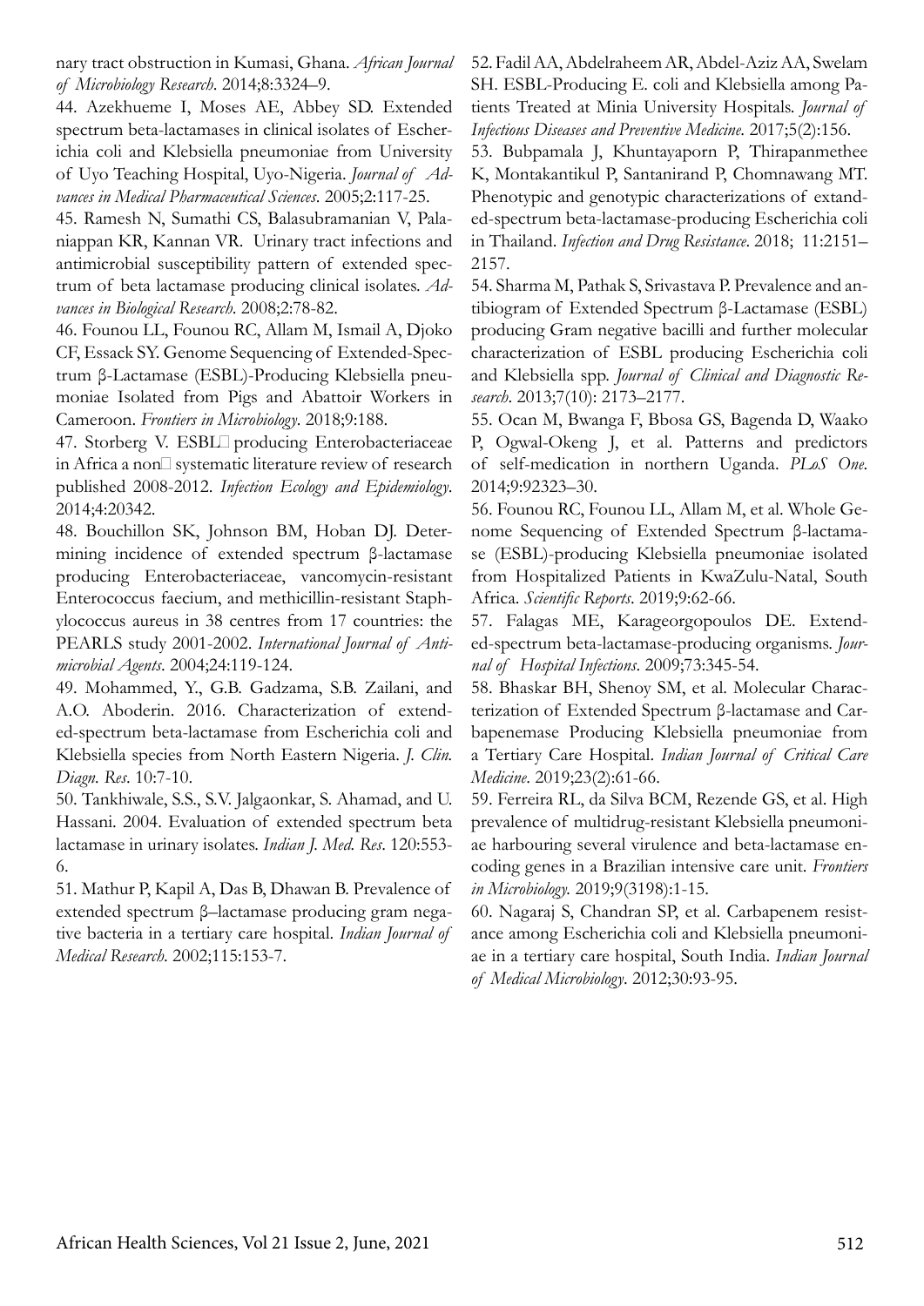nary tract obstruction in Kumasi, Ghana. *African Journal of Microbiology Research*. 2014;8:3324–9.

44. Azekhueme I, Moses AE, Abbey SD. Extended spectrum beta-lactamases in clinical isolates of Escherichia coli and Klebsiella pneumoniae from University of Uyo Teaching Hospital, Uyo-Nigeria. *Journal of Advances in Medical Pharmaceutical Sciences*. 2005;2:117-25.

45. Ramesh N, Sumathi CS, Balasubramanian V, Palaniappan KR, Kannan VR. Urinary tract infections and antimicrobial susceptibility pattern of extended spectrum of beta lactamase producing clinical isolates. *Advances in Biological Research*. 2008;2:78-82.

46. Founou LL, Founou RC, Allam M, Ismail A, Djoko CF, Essack SY. Genome Sequencing of Extended-Spectrum β-Lactamase (ESBL)-Producing Klebsiella pneumoniae Isolated from Pigs and Abattoir Workers in Cameroon. *Frontiers in Microbiology*. 2018;9:188.

47. Storberg V. ESBL□ producing Enterobacteriaceae in Africa a non□ systematic literature review of research published 2008-2012. *Infection Ecology and Epidemiology*. 2014;4:20342.

48. Bouchillon SK, Johnson BM, Hoban DJ. Determining incidence of extended spectrum β-lactamase producing Enterobacteriaceae, vancomycin-resistant Enterococcus faecium, and methicillin-resistant Staphylococcus aureus in 38 centres from 17 countries: the PEARLS study 2001-2002. *International Journal of Antimicrobial Agents*. 2004;24:119-124.

49. Mohammed, Y., G.B. Gadzama, S.B. Zailani, and A.O. Aboderin. 2016. Characterization of extended-spectrum beta-lactamase from Escherichia coli and Klebsiella species from North Eastern Nigeria. *J. Clin. Diagn. Res*. 10:7-10.

50. Tankhiwale, S.S., S.V. Jalgaonkar, S. Ahamad, and U. Hassani. 2004. Evaluation of extended spectrum beta lactamase in urinary isolates. *Indian J. Med. Res*. 120:553-6.

51. Mathur P, Kapil A, Das B, Dhawan B. Prevalence of extended spectrum β–lactamase producing gram negative bacteria in a tertiary care hospital. *Indian Journal of Medical Research*. 2002;115:153-7.

52. Fadil AA, Abdelraheem AR, Abdel-Aziz AA, Swelam SH. ESBL-Producing E. coli and Klebsiella among Patients Treated at Minia University Hospitals. *Journal of Infectious Diseases and Preventive Medicine*. 2017;5(2):156.

53. Bubpamala J, Khuntayaporn P, Thirapanmethee K, Montakantikul P, Santanirand P, Chomnawang MT. Phenotypic and genotypic characterizations of extanded-spectrum beta-lactamase-producing Escherichia coli in Thailand. *Infection and Drug Resistance*. 2018; 11:2151–2157.

54. Sharma M, Pathak S, Srivastava P. Prevalence and antibiogram of Extended Spectrum β-Lactamase (ESBL) producing Gram negative bacilli and further molecular characterization of ESBL producing Escherichia coli and Klebsiella spp. *Journal of Clinical and Diagnostic Research*. 2013;7(10): 2173–2177.

55. Ocan M, Bwanga F, Bbosa GS, Bagenda D, Waako P, Ogwal-Okeng J, et al. Patterns and predictors of self-medication in northern Uganda. *PLoS One*. 2014;9:92323–30.

56. Founou RC, Founou LL, Allam M, et al. Whole Genome Sequencing of Extended Spectrum β-lactamase (ESBL)-producing Klebsiella pneumoniae isolated from Hospitalized Patients in KwaZulu-Natal, South Africa. *Scientific Reports*. 2019;9:62-66.

57. Falagas ME, Karageorgopoulos DE. Extended-spectrum beta-lactamase-producing organisms. *Journal of Hospital Infections*. 2009;73:345-54.

58. Bhaskar BH, Shenoy SM, et al. Molecular Characterization of Extended Spectrum β-lactamase and Carbapenemase Producing Klebsiella pneumoniae from a Tertiary Care Hospital. *Indian Journal of Critical Care Medicine*. 2019;23(2):61-66.

59. Ferreira RL, da Silva BCM, Rezende GS, et al. High prevalence of multidrug-resistant Klebsiella pneumoniae harbouring several virulence and beta-lactamase encoding genes in a Brazilian intensive care unit. *Frontiers in Microbiology*. 2019;9(3198):1-15.

60. Nagaraj S, Chandran SP, et al. Carbapenem resistance among Escherichia coli and Klebsiella pneumoniae in a tertiary care hospital, South India. *Indian Journal of Medical Microbiology*. 2012;30:93-95.